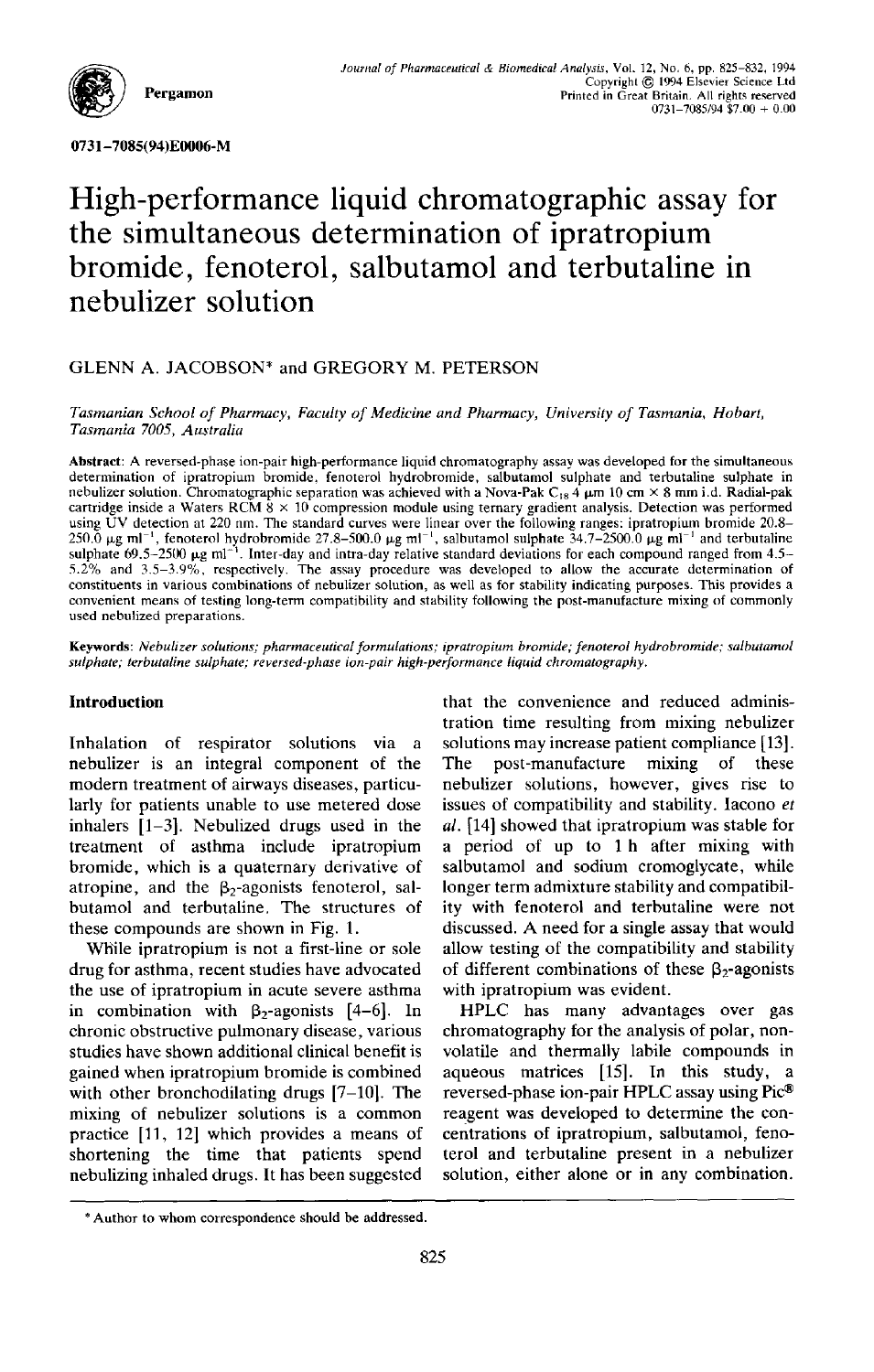0731-7085(94)E0006-M

# High-performance liquid chromatographic assay for the simultaneous determination of ipratropium bromide, fenoterol, salbutamol and terbutaline in nebulizer solution

GLENN A. JACOBSON* and GREGORY M. PETERSON

*Tasmanian School of Pharmacy, Faculty of Medicine and Pharmacy, University of Tasmania, Hobart, Tasmania 7005, Australia*

**Abstract**: A reversed-phase ion-pair high-performance liquid chromatography assay was developed for the simultaneous determination of ipratropium bromide, fenoterol hydrobromide, salbutamol sulphate and terbutaline sulphate in nebulizer solution. Chromatographic separation was achieved with a Nova-Pak $C_{18}$ 4 μm 10 cm × 8 mm i.d. Radial-pak cartridge inside a Waters RCM 8 × 10 compression module using ternary gradient analysis. Detection was performed using UV detection at 220 nm. The standard curves were linear over the following ranges: ipratropium bromide 20.8–250.0 μg ml$^{-1}$, fenoterol hydrobromide 27.8–500.0 μg ml$^{-1}$, salbutamol sulphate 34.7–2500.0 μg ml$^{-1}$ and terbutaline sulphate 69.5–2500 μg ml$^{-1}$. Inter-day and intra-day relative standard deviations for each compound ranged from 4.5–5.2% and 3.5–3.9%, respectively. The assay procedure was developed to allow the accurate determination of constituents in various combinations of nebulizer solution, as well as for stability indicating purposes. This provides a convenient means of testing long-term compatibility and stability following the post-manufacture mixing of commonly used nebulized preparations.

**Keywords**: *Nebulizer solutions; pharmaceutical formulations; ipratropium bromide; fenoterol hydrobromide; salbutamol sulphate; terbutaline sulphate; reversed-phase ion-pair high-performance liquid chromatography.*

## Introduction

Inhalation of respirator solutions via a nebulizer is an integral component of the modern treatment of airways diseases, particularly for patients unable to use metered dose inhalers [1–3]. Nebulized drugs used in the treatment of asthma include ipratropium bromide, which is a quaternary derivative of atropine, and the $\beta_2$-agonists fenoterol, salbutamol and terbutaline. The structures of these compounds are shown in Fig. 1.

While ipratropium is not a first-line or sole drug for asthma, recent studies have advocated the use of ipratropium in acute severe asthma in combination with $\beta_2$-agonists [4–6]. In chronic obstructive pulmonary disease, various studies have shown additional clinical benefit is gained when ipratropium bromide is combined with other bronchodilating drugs [7–10]. The mixing of nebulizer solutions is a common practice [11, 12] which provides a means of shortening the time that patients spend nebulizing inhaled drugs. It has been suggested that the convenience and reduced administration time resulting from mixing nebulizer solutions may increase patient compliance [13]. The post-manufacture mixing of these nebulizer solutions, however, gives rise to issues of compatibility and stability. Iacono *et al.* [14] showed that ipratropium was stable for a period of up to 1 h after mixing with salbutamol and sodium cromoglycate, while longer term admixture stability and compatibility with fenoterol and terbutaline were not discussed. A need for a single assay that would allow testing of the compatibility and stability of different combinations of these $\beta_2$-agonists with ipratropium was evident.

HPLC has many advantages over gas chromatography for the analysis of polar, non-volatile and thermally labile compounds in aqueous matrices [15]. In this study, a reversed-phase ion-pair HPLC assay using Pic® reagent was developed to determine the concentrations of ipratropium, salbutamol, fenoterol and terbutaline present in a nebulizer solution, either alone or in any combination.

*Author to whom correspondence should be addressed.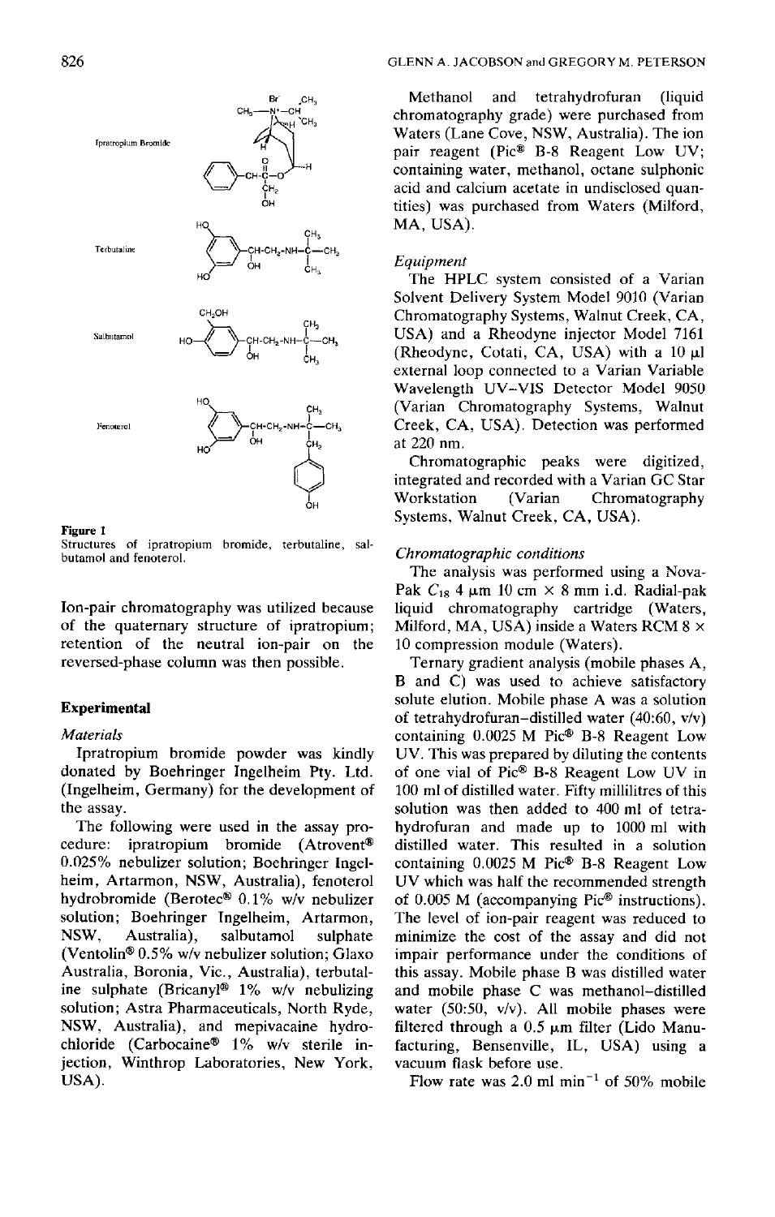Figure 1
Structures of ipratropium bromide, terbutaline, salbutamol and fenoterol.

Ion-pair chromatography was utilized because of the quaternary structure of ipratropium; retention of the neutral ion-pair on the reversed-phase column was then possible.

## Experimental

### *Materials*

Ipratropium bromide powder was kindly donated by Boehringer Ingelheim Pty. Ltd. (Ingelheim, Germany) for the development of the assay.

The following were used in the assay procedure: ipratropium bromide (Atrovent® 0.025% nebulizer solution; Boehringer Ingelheim, Artarmon, NSW, Australia), fenoterol hydrobromide (Berotec® 0.1% w/v nebulizer solution; Boehringer Ingelheim, Artarmon, NSW, Australia), salbutamol sulphate (Ventolin® 0.5% w/v nebulizer solution; Glaxo Australia, Boronia, Vic., Australia), terbutaline sulphate (Bricanyl® 1% w/v nebulizing solution; Astra Pharmaceuticals, North Ryde, NSW, Australia), and mepivacaine hydrochloride (Carbocaine® 1% w/v sterile injection, Winthrop Laboratories, New York, USA).

Methanol and tetrahydrofuran (liquid chromatography grade) were purchased from Waters (Lane Cove, NSW, Australia). The ion pair reagent (Pic® B-8 Reagent Low UV; containing water, methanol, octane sulphonic acid and calcium acetate in undisclosed quantities) was purchased from Waters (Milford, MA, USA).

### *Equipment*

The HPLC system consisted of a Varian Solvent Delivery System Model 9010 (Varian Chromatography Systems, Walnut Creek, CA, USA) and a Rheodyne injector Model 7161 (Rheodyne, Cotati, CA, USA) with a 10 μl external loop connected to a Varian Variable Wavelength UV–VIS Detector Model 9050 (Varian Chromatography Systems, Walnut Creek, CA, USA). Detection was performed at 220 nm.

Chromatographic peaks were digitized, integrated and recorded with a Varian GC Star Workstation (Varian Chromatography Systems, Walnut Creek, CA, USA).

### *Chromatographic conditions*

The analysis was performed using a Nova-Pak $C_{18}$ 4 μm 10 cm × 8 mm i.d. Radial-pak liquid chromatography cartridge (Waters, Milford, MA, USA) inside a Waters RCM 8 × 10 compression module (Waters).

Ternary gradient analysis (mobile phases A, B and C) was used to achieve satisfactory solute elution. Mobile phase A was a solution of tetrahydrofuran–distilled water (40:60, v/v) containing 0.0025 M Pic® B-8 Reagent Low UV. This was prepared by diluting the contents of one vial of Pic® B-8 Reagent Low UV in 100 ml of distilled water. Fifty millilitres of this solution was then added to 400 ml of tetrahydrofuran and made up to 1000 ml with distilled water. This resulted in a solution containing 0.0025 M Pic® B-8 Reagent Low UV which was half the recommended strength of 0.005 M (accompanying Pic® instructions). The level of ion-pair reagent was reduced to minimize the cost of the assay and did not impair performance under the conditions of this assay. Mobile phase B was distilled water and mobile phase C was methanol–distilled water (50:50, v/v). All mobile phases were filtered through a 0.5 μm filter (Lido Manufacturing, Bensenville, IL, USA) using a vacuum flask before use.

Flow rate was 2.0 ml $\text{min}^{-1}$ of 50% mobile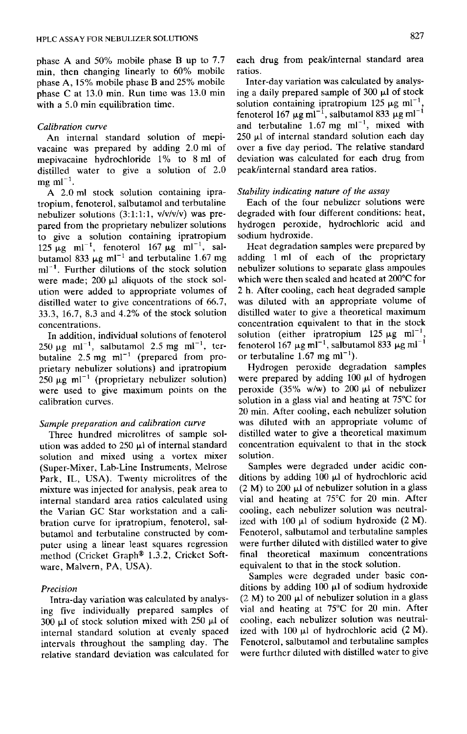phase A and 50% mobile phase B up to 7.7 min, then changing linearly to 60% mobile phase A, 15% mobile phase B and 25% mobile phase C at 13.0 min. Run time was 13.0 min with a 5.0 min equilibration time.

### *Calibration curve*

An internal standard solution of mepivacaine was prepared by adding 2.0 ml of mepivacaine hydrochloride 1% to 8 ml of distilled water to give a solution of 2.0 mg $ml^{-1}$.

A 2.0 ml stock solution containing ipratropium, fenoterol, salbutamol and terbutaline nebulizer solutions (3:1:1:1, v/v/v/v) was prepared from the proprietary nebulizer solutions to give a solution containing ipratropium 125 μg $ml^{-1}$, fenoterol 167 μg $ml^{-1}$, salbutamol 833 μg $ml^{-1}$ and terbutaline 1.67 mg $ml^{-1}$. Further dilutions of the stock solution were made; 200 μl aliquots of the stock solution were added to appropriate volumes of distilled water to give concentrations of 66.7, 33.3, 16.7, 8.3 and 4.2% of the stock solution concentrations.

In addition, individual solutions of fenoterol 250 μg $ml^{-1}$, salbutamol 2.5 mg $ml^{-1}$, terbutaline 2.5 mg $ml^{-1}$ (prepared from proprietary nebulizer solutions) and ipratropium 250 μg $ml^{-1}$ (proprietary nebulizer solution) were used to give maximum points on the calibration curves.

### *Sample preparation and calibration curve*

Three hundred microlitres of sample solution was added to 250 μl of internal standard solution and mixed using a vortex mixer (Super-Mixer, Lab-Line Instruments, Melrose Park, IL, USA). Twenty microlitres of the mixture was injected for analysis, peak area to internal standard area ratios calculated using the Varian GC Star workstation and a calibration curve for ipratropium, fenoterol, salbutamol and terbutaline constructed by computer using a linear least squares regression method (Cricket Graph® 1.3.2, Cricket Software, Malvern, PA, USA).

### *Precision*

Intra-day variation was calculated by analysing five individually prepared samples of 300 μl of stock solution mixed with 250 μl of internal standard solution at evenly spaced intervals throughout the sampling day. The relative standard deviation was calculated for each drug from peak/internal standard area ratios.

Inter-day variation was calculated by analysing a daily prepared sample of 300 μl of stock solution containing ipratropium 125 μg $ml^{-1}$, fenoterol 167 μg $ml^{-1}$, salbutamol 833 μg $ml^{-1}$ and terbutaline 1.67 mg $ml^{-1}$, mixed with 250 μl of internal standard solution each day over a five day period. The relative standard deviation was calculated for each drug from peak/internal standard area ratios.

### *Stability indicating nature of the assay*

Each of the four nebulizer solutions were degraded with four different conditions: heat, hydrogen peroxide, hydrochloric acid and sodium hydroxide.

Heat degradation samples were prepared by adding 1 ml of each of the proprietary nebulizer solutions to separate glass ampoules which were then sealed and heated at 200°C for 2 h. After cooling, each heat degraded sample was diluted with an appropriate volume of distilled water to give a theoretical maximum concentration equivalent to that in the stock solution (either ipratropium 125 μg $ml^{-1}$, fenoterol 167 μg $ml^{-1}$, salbutamol 833 μg $ml^{-1}$ or terbutaline 1.67 mg $ml^{-1}$).

Hydrogen peroxide degradation samples were prepared by adding 100 μl of hydrogen peroxide (35% w/w) to 200 μl of nebulizer solution in a glass vial and heating at 75°C for 20 min. After cooling, each nebulizer solution was diluted with an appropriate volume of distilled water to give a theoretical maximum concentration equivalent to that in the stock solution.

Samples were degraded under acidic conditions by adding 100 μl of hydrochloric acid (2 M) to 200 μl of nebulizer solution in a glass vial and heating at 75°C for 20 min. After cooling, each nebulizer solution was neutralized with 100 μl of sodium hydroxide (2 M). Fenoterol, salbutamol and terbutaline samples were further diluted with distilled water to give final theoretical maximum concentrations equivalent to that in the stock solution.

Samples were degraded under basic conditions by adding 100 μl of sodium hydroxide (2 M) to 200 μl of nebulizer solution in a glass vial and heating at 75°C for 20 min. After cooling, each nebulizer solution was neutralized with 100 μl of hydrochloric acid (2 M). Fenoterol, salbutamol and terbutaline samples were further diluted with distilled water to give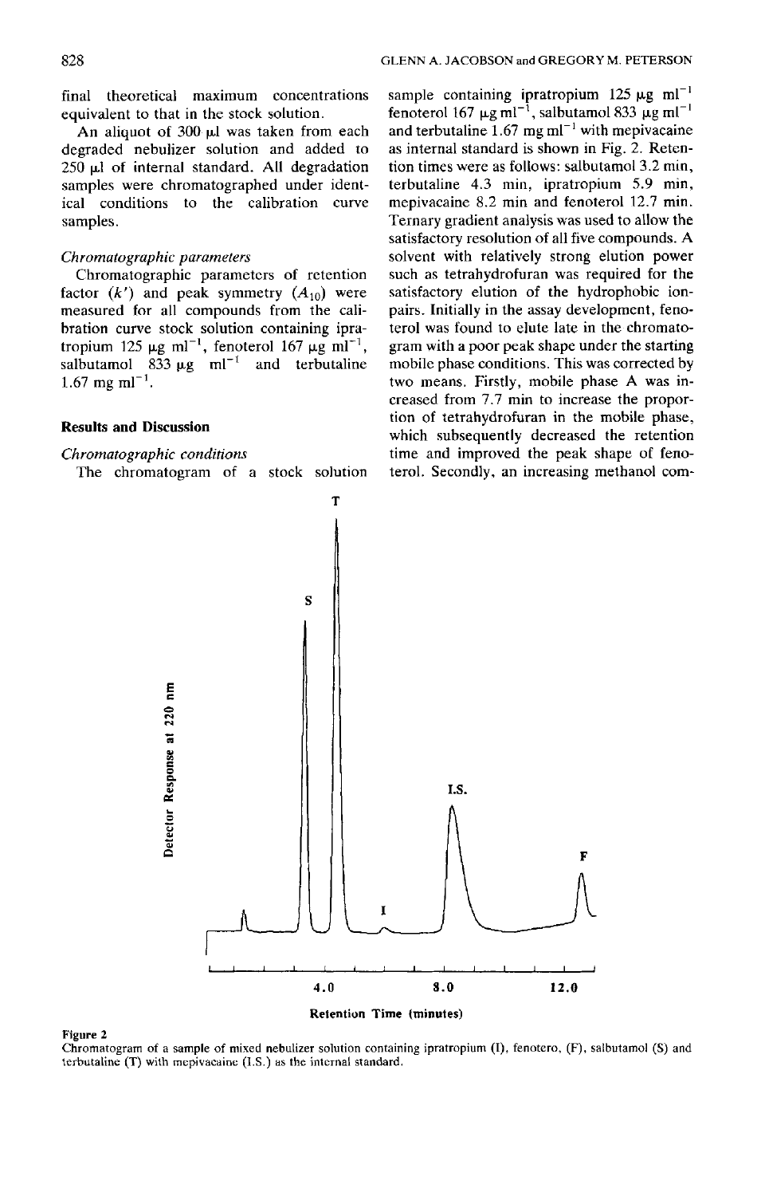final theoretical maximum concentrations equivalent to that in the stock solution.

An aliquot of 300 μl was taken from each degraded nebulizer solution and added to 250 μl of internal standard. All degradation samples were chromatographed under identical conditions to the calibration curve samples.

### *Chromatographic parameters*

Chromatographic parameters of retention factor ($k'$) and peak symmetry ($A_{10}$) were measured for all compounds from the calibration curve stock solution containing ipratropium 125 μg $ml^{-1}$, fenoterol 167 μg $ml^{-1}$, salbutamol 833 μg $ml^{-1}$ and terbutaline 1.67 mg $ml^{-1}$.

## Results and Discussion

### *Chromatographic conditions*

The chromatogram of a stock solution sample containing ipratropium 125 μg $ml^{-1}$ fenoterol 167 μg $ml^{-1}$, salbutamol 833 μg $ml^{-1}$ and terbutaline 1.67 mg $ml^{-1}$ with mepivacaine as internal standard is shown in Fig. 2. Retention times were as follows: salbutamol 3.2 min, terbutaline 4.3 min, ipratropium 5.9 min, mepivacaine 8.2 min and fenoterol 12.7 min. Ternary gradient analysis was used to allow the satisfactory resolution of all five compounds. A solvent with relatively strong elution power such as tetrahydrofuran was required for the satisfactory elution of the hydrophobic ion-pairs. Initially in the assay development, fenoterol was found to elute late in the chromatogram with a poor peak shape under the starting mobile phase conditions. This was corrected by two means. Firstly, mobile phase A was increased from 7.7 min to increase the proportion of tetrahydrofuran in the mobile phase, which subsequently decreased the retention time and improved the peak shape of fenoterol. Secondly, an increasing methanol com-

Figure 2

Chromatogram of a sample of mixed nebulizer solution containing ipratropium (I), fenotero, (F), salbutamol (S) and terbutaline (T) with mepivacaine (I.S.) as the internal standard.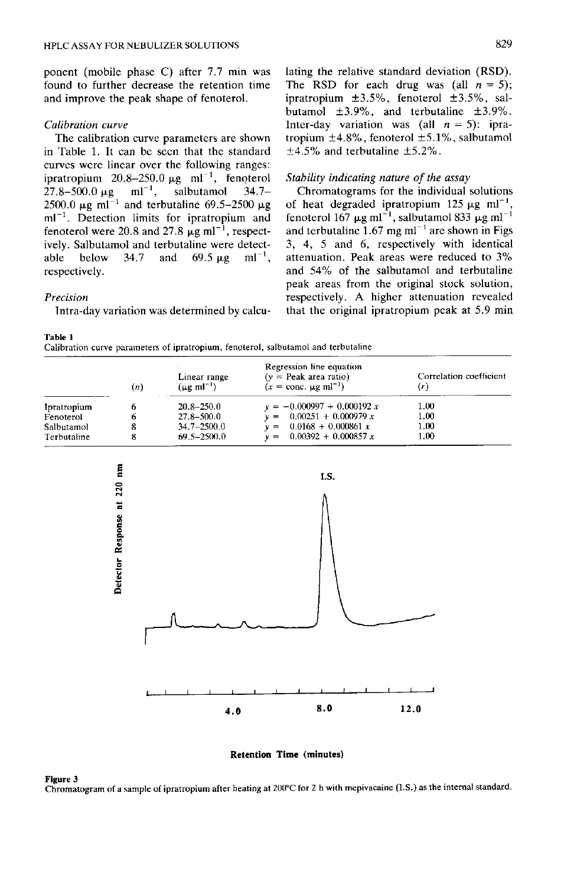ponent (mobile phase C) after 7.7 min was found to further decrease the retention time and improve the peak shape of fenoterol.

### Calibration curve

The calibration curve parameters are shown in Table 1. It can be seen that the standard curves were linear over the following ranges: ipratropium 20.8–250.0 μg $ml^{-1}$, fenoterol 27.8–500.0 μg $ml^{-1}$, salbutamol 34.7–2500.0 μg $ml^{-1}$ and terbutaline 69.5–2500 μg $ml^{-1}$. Detection limits for ipratropium and fenoterol were 20.8 and 27.8 μg $ml^{-1}$, respectively. Salbutamol and terbutaline were detectable below 34.7 and 69.5 μg $ml^{-1}$, respectively.

### Precision

Intra-day variation was determined by calculating the relative standard deviation (RSD). The RSD for each drug was (all $n = 5$); ipratropium ±3.5%, fenoterol ±3.5%, salbutamol ±3.9%, and terbutaline ±3.9%. Inter-day variation was (all $n = 5$): ipratropium ±4.8%, fenoterol ±5.1%, salbutamol ±4.5% and terbutaline ±5.2%.

### Stability indicating nature of the assay

Chromatograms for the individual solutions of heat degraded ipratropium 125 μg $ml^{-1}$, fenoterol 167 μg $ml^{-1}$, salbutamol 833 μg $ml^{-1}$ and terbutaline 1.67 mg $ml^{-1}$ are shown in Figs 3, 4, 5 and 6, respectively with identical attenuation. Peak areas were reduced to 3% and 54% of the salbutamol and terbutaline peak areas from the original stock solution, respectively. A higher attenuation revealed that the original ipratropium peak at 5.9 min

**Table 1**
Calibration curve parameters of ipratropium, fenoterol, salbutamol and terbutaline

| | ($n$) | Linear range (μg $ml^{-1}$) | Regression line equation ($y$ = Peak area ratio) ($x$ = conc. μg $ml^{-1}$) | Correlation coefficient ($r$) |
|---|---|---|---|---|
| Ipratropium | 6 | 20.8–250.0 | $y = -0.000997 + 0.000192\,x$ | 1.00 |
| Fenoterol | 6 | 27.8–500.0 | $y = 0.00251 + 0.000979\,x$ | 1.00 |
| Salbutamol | 8 | 34.7–2500.0 | $y = 0.0168 + 0.000861\,x$ | 1.00 |
| Terbutaline | 8 | 69.5–2500.0 | $y = 0.00392 + 0.000857\,x$ | 1.00 |

**Figure 3**
Chromatogram of a sample of ipratropium after heating at 200°C for 2 h with mepivacaine (I.S.) as the internal standard.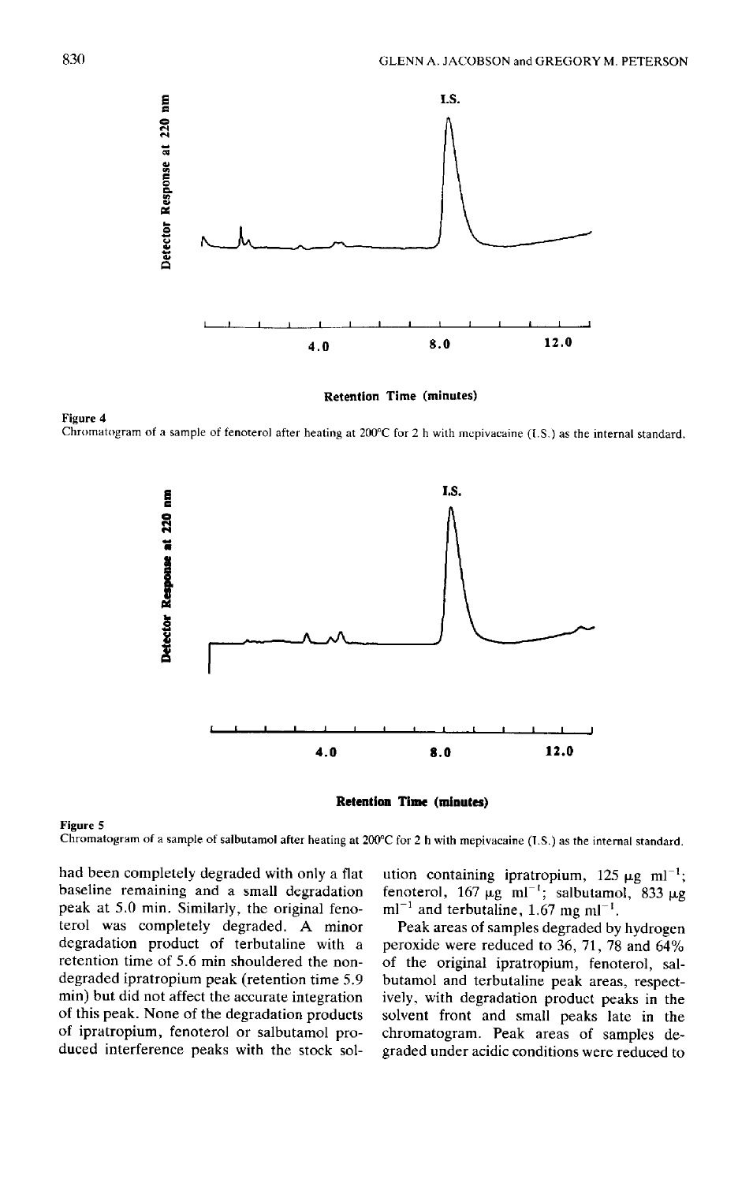**Figure 4**
Chromatogram of a sample of fenoterol after heating at 200°C for 2 h with mepivacaine (I.S.) as the internal standard.

**Figure 5**
Chromatogram of a sample of salbutamol after heating at 200°C for 2 h with mepivacaine (I.S.) as the internal standard.

had been completely degraded with only a flat baseline remaining and a small degradation peak at 5.0 min. Similarly, the original fenoterol was completely degraded. A minor degradation product of terbutaline with a retention time of 5.6 min shouldered the non-degraded ipratropium peak (retention time 5.9 min) but did not affect the accurate integration of this peak. None of the degradation products of ipratropium, fenoterol or salbutamol produced interference peaks with the stock solution containing ipratropium, 125 μg $ml^{-1}$; fenoterol, 167 μg $ml^{-1}$; salbutamol, 833 μg $ml^{-1}$ and terbutaline, 1.67 mg $ml^{-1}$.

Peak areas of samples degraded by hydrogen peroxide were reduced to 36, 71, 78 and 64% of the original ipratropium, fenoterol, salbutamol and terbutaline peak areas, respectively, with degradation product peaks in the solvent front and small peaks late in the chromatogram. Peak areas of samples degraded under acidic conditions were reduced to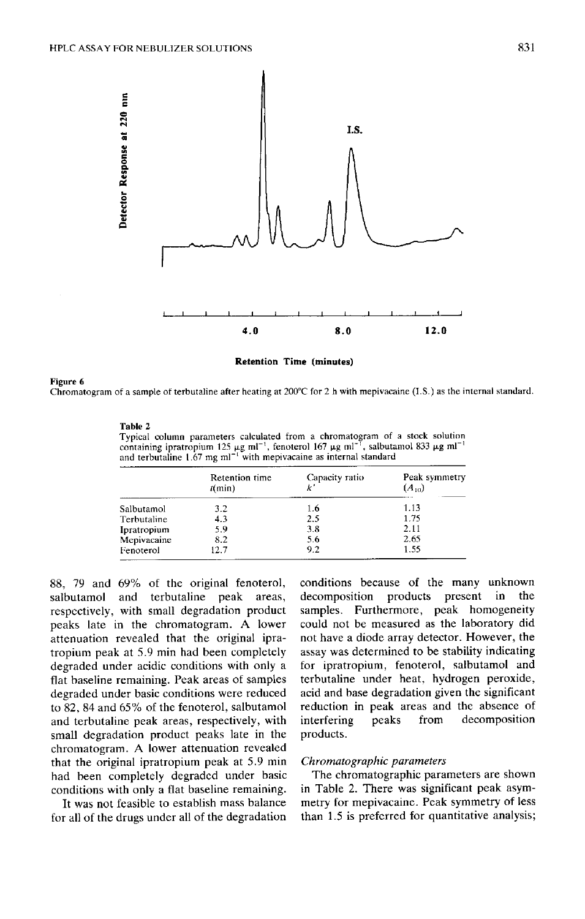Figure 6
Chromatogram of a sample of terbutaline after heating at 200°C for 2 h with mepivacaine (I.S.) as the internal standard.

**Table 2**
Typical column parameters calculated from a chromatogram of a stock solution containing ipratropium 125 μg $ml^{-1}$, fenoterol 167 μg $ml^{-1}$, salbutamol 833 μg $ml^{-1}$ and terbutaline 1.67 mg $ml^{-1}$ with mepivacaine as internal standard

| | Retention time $t$(min) | Capacity ratio $k'$ | Peak symmetry ($A_{10}$) |
|---|---|---|---|
| Salbutamol | 3.2 | 1.6 | 1.13 |
| Terbutaline | 4.3 | 2.5 | 1.75 |
| Ipratropium | 5.9 | 3.8 | 2.11 |
| Mepivacaine | 8.2 | 5.6 | 2.65 |
| Fenoterol | 12.7 | 9.2 | 1.55 |

88, 79 and 69% of the original fenoterol, salbutamol and terbutaline peak areas, respectively, with small degradation product peaks late in the chromatogram. A lower attenuation revealed that the original ipratropium peak at 5.9 min had been completely degraded under acidic conditions with only a flat baseline remaining. Peak areas of samples degraded under basic conditions were reduced to 82, 84 and 65% of the fenoterol, salbutamol and terbutaline peak areas, respectively, with small degradation product peaks late in the chromatogram. A lower attenuation revealed that the original ipratropium peak at 5.9 min had been completely degraded under basic conditions with only a flat baseline remaining.

It was not feasible to establish mass balance for all of the drugs under all of the degradation conditions because of the many unknown decomposition products present in the samples. Furthermore, peak homogeneity could not be measured as the laboratory did not have a diode array detector. However, the assay was determined to be stability indicating for ipratropium, fenoterol, salbutamol and terbutaline under heat, hydrogen peroxide, acid and base degradation given the significant reduction in peak areas and the absence of interfering peaks from decomposition products.

### *Chromatographic parameters*

The chromatographic parameters are shown in Table 2. There was significant peak asymmetry for mepivacaine. Peak symmetry of less than 1.5 is preferred for quantitative analysis;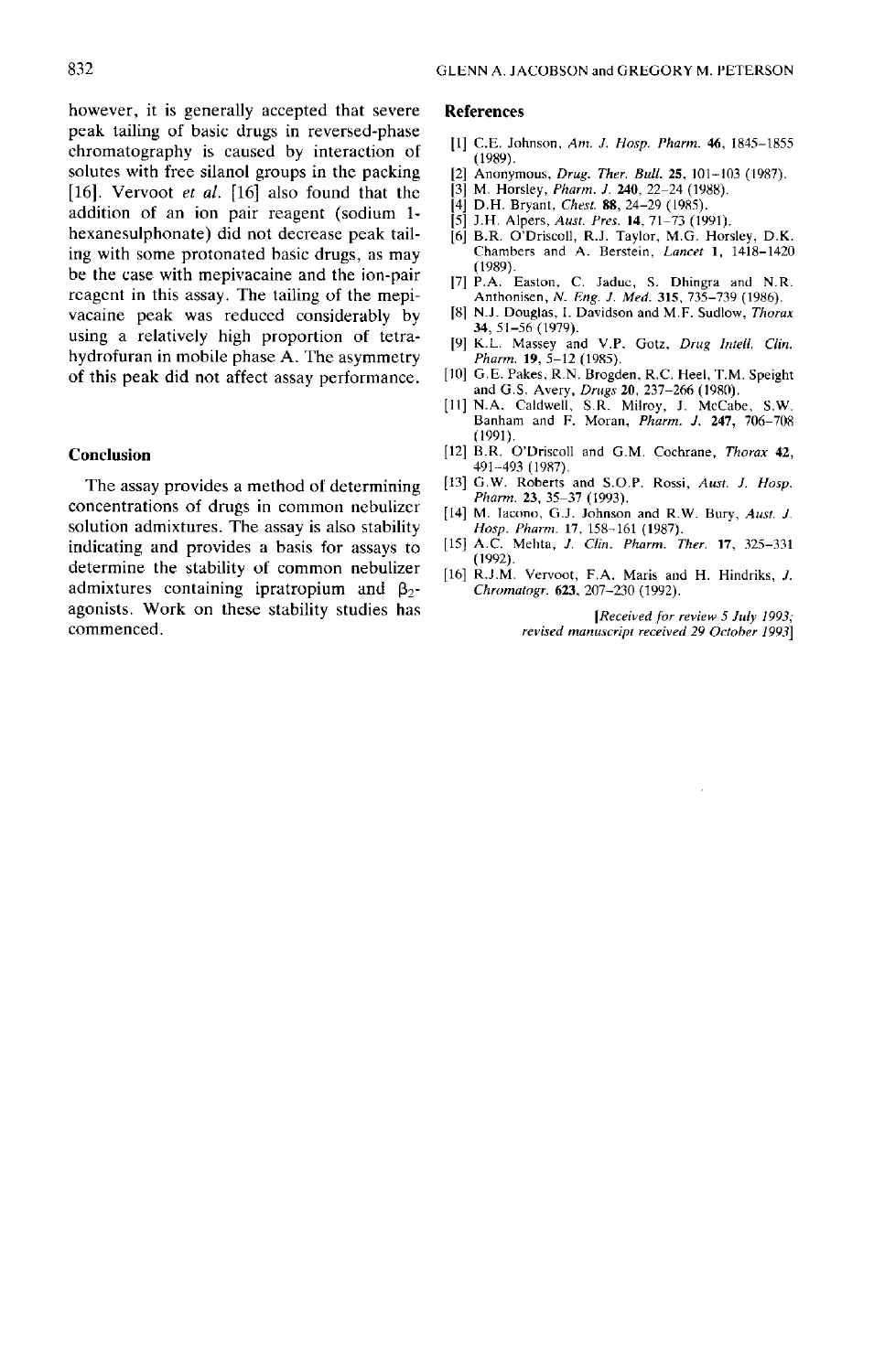however, it is generally accepted that severe peak tailing of basic drugs in reversed-phase chromatography is caused by interaction of solutes with free silanol groups in the packing [16]. Vervoot *et al.* [16] also found that the addition of an ion pair reagent (sodium 1-hexanesulphonate) did not decrease peak tailing with some protonated basic drugs, as may be the case with mepivacaine and the ion-pair reagent in this assay. The tailing of the mepivacaine peak was reduced considerably by using a relatively high proportion of tetrahydrofuran in mobile phase A. The asymmetry of this peak did not affect assay performance.

## Conclusion

The assay provides a method of determining concentrations of drugs in common nebulizer solution admixtures. The assay is also stability indicating and provides a basis for assays to determine the stability of common nebulizer admixtures containing ipratropium and $\beta_2$-agonists. Work on these stability studies has commenced.

## References

[1] C.E. Johnson, *Am. J. Hosp. Pharm.* **46**, 1845–1855 (1989).
[2] Anonymous, *Drug. Ther. Bull.* **25**, 101–103 (1987).
[3] M. Horsley, *Pharm. J.* **240**, 22–24 (1988).
[4] D.H. Bryant, *Chest.* **88**, 24–29 (1985).
[5] J.H. Alpers, *Aust. Pres.* **14**, 71–73 (1991).
[6] B.R. O'Driscoll, R.J. Taylor, M.G. Horsley, D.K. Chambers and A. Berstein, *Lancet* **1**, 1418–1420 (1989).
[7] P.A. Easton, C. Jadue, S. Dhingra and N.R. Anthonisen, *N. Eng. J. Med.* **315**, 735–739 (1986).
[8] N.J. Douglas, I. Davidson and M.F. Sudlow, *Thorax* **34**, 51–56 (1979).
[9] K.L. Massey and V.P. Gotz, *Drug Intell. Clin. Pharm.* **19**, 5–12 (1985).
[10] G.E. Pakes, R.N. Brogden, R.C. Heel, T.M. Speight and G.S. Avery, *Drugs* **20**, 237–266 (1980).
[11] N.A. Caldwell, S.R. Milroy, J. McCabe, S.W. Banham and F. Moran, *Pharm. J.* **247**, 706–708 (1991).
[12] B.R. O'Driscoll and G.M. Cochrane, *Thorax* **42**, 491–493 (1987).
[13] G.W. Roberts and S.O.P. Rossi, *Aust. J. Hosp. Pharm.* **23**, 35–37 (1993).
[14] M. Iacono, G.J. Johnson and R.W. Bury, *Aust. J. Hosp. Pharm.* **17**, 158–161 (1987).
[15] A.C. Mehta, *J. Clin. Pharm. Ther.* **17**, 325–331 (1992).
[16] R.J.M. Vervoot, F.A. Maris and H. Hindriks, *J. Chromatogr.* **623**, 207–230 (1992).

*[Received for review 5 July 1993; revised manuscript received 29 October 1993]*